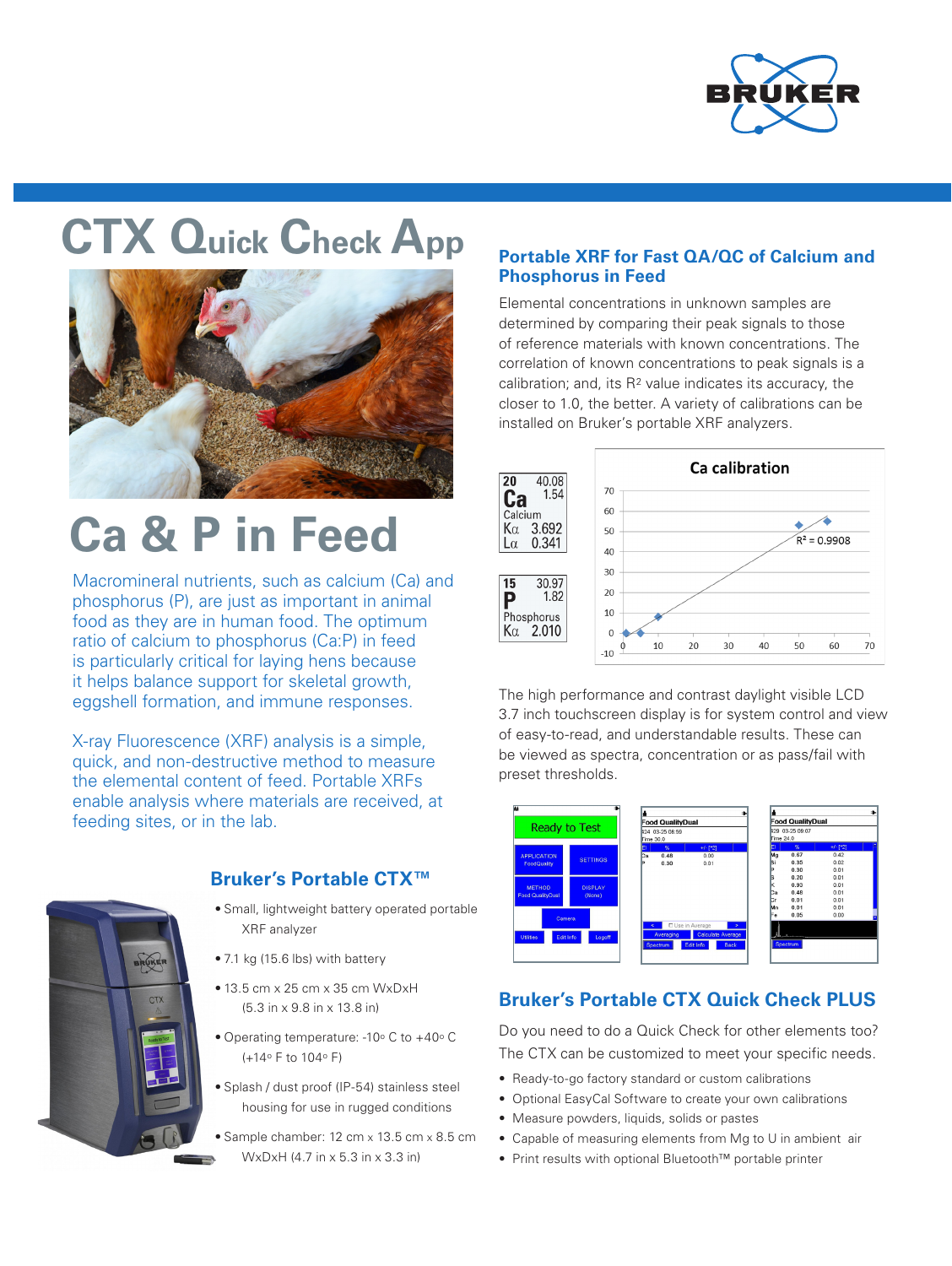# CTX Quick Check App

# Ca & P in Feed

Macromineral nutrients, such as calcium (Ca) and phosphorus (P), are just as important in animal food as they are in human food. The optimum ratio of calcium to phosphorus (Ca:P) in feed is particularly critical for laying hens because it helps balance support for skeletal growth, eggshell formation, and immune responses.

X-ray Fluorescence (XRF) analysis is a simple, quick, and non-destructive method to measure the elemental content of feed. Portable XRFs enable analysis where materials are received, at feeding sites, or in the lab.

## Bruker's Portable CTX™

- Small, lightweight battery operated portable XRF analyzer
- 7.1 kg (15.6 lbs) with battery
- 13.5 cm x 25 cm x 35 cm WxDxH (5.3 in x 9.8 in x 13.8 in)
- Operating temperature: -10° C to +40° C (+14° F to 104° F)
- Splash / dust proof (IP-54) stainless steel housing for use in rugged conditions
- Sample chamber: 12 cm x 13.5 cm x 8.5 cm WxDxH (4.7 in x 5.3 in x 3.3 in)

## Portable XRF for Fast QA/QC of Calcium and Phosphorus in Feed

Elemental concentrations in unknown samples are determined by comparing their peak signals to those of reference materials with known concentrations. The correlation of known concentrations to peak signals is a calibration; and, its $R^2$ value indicates its accuracy, the closer to 1.0, the better. A variety of calibrations can be installed on Bruker's portable XRF analyzers.

The high performance and contrast daylight visible LCD 3.7 inch touchscreen display is for system control and view of easy-to-read, and understandable results. These can be viewed as spectra, concentration or as pass/fail with preset thresholds.

## Bruker's Portable CTX Quick Check PLUS

Do you need to do a Quick Check for other elements too? The CTX can be customized to meet your specific needs.

- Ready-to-go factory standard or custom calibrations
- Optional EasyCal Software to create your own calibrations
- Measure powders, liquids, solids or pastes
- Capable of measuring elements from Mg to U in ambient air
- Print results with optional Bluetooth™ portable printer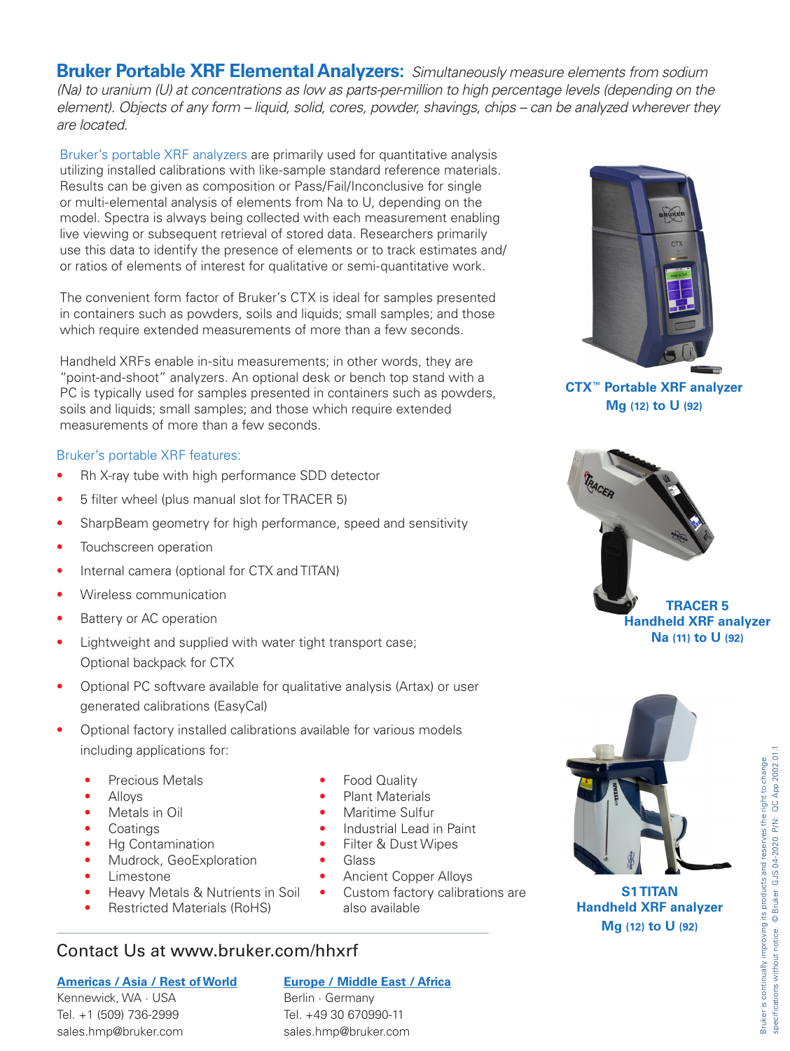## Bruker Portable XRF Elemental Analyzers: *Simultaneously measure elements from sodium (Na) to uranium (U) at concentrations as low as parts-per-million to high percentage levels (depending on the element). Objects of any form – liquid, solid, cores, powder, shavings, chips – can be analyzed wherever they are located.*

Bruker's portable XRF analyzers are primarily used for quantitative analysis utilizing installed calibrations with like-sample standard reference materials. Results can be given as composition or Pass/Fail/Inconclusive for single or multi-elemental analysis of elements from Na to U, depending on the model. Spectra is always being collected with each measurement enabling live viewing or subsequent retrieval of stored data. Researchers primarily use this data to identify the presence of elements or to track estimates and/or ratios of elements of interest for qualitative or semi-quantitative work.

The convenient form factor of Bruker's CTX is ideal for samples presented in containers such as powders, soils and liquids; small samples; and those which require extended measurements of more than a few seconds.

Handheld XRFs enable in-situ measurements; in other words, they are "point-and-shoot" analyzers. An optional desk or bench top stand with a PC is typically used for samples presented in containers such as powders, soils and liquids; small samples; and those which require extended measurements of more than a few seconds.

**CTX™ Portable XRF analyzer**
**Mg (12) to U (92)**

**TRACER 5**
**Handheld XRF analyzer**
**Na (11) to U (92)**

**S1 TITAN**
**Handheld XRF analyzer**
**Mg (12) to U (92)**

### Bruker's portable XRF features:

- Rh X-ray tube with high performance SDD detector
- 5 filter wheel (plus manual slot for TRACER 5)
- SharpBeam geometry for high performance, speed and sensitivity
- Touchscreen operation
- Internal camera (optional for CTX and TITAN)
- Wireless communication
- Battery or AC operation
- Lightweight and supplied with water tight transport case; Optional backpack for CTX
- Optional PC software available for qualitative analysis (Artax) or user generated calibrations (EasyCal)
- Optional factory installed calibrations available for various models including applications for:
  - Precious Metals
  - Alloys
  - Metals in Oil
  - Coatings
  - Hg Contamination
  - Mudrock, GeoExploration
  - Limestone
  - Heavy Metals & Nutrients in Soil
  - Restricted Materials (RoHS)
  - Food Quality
  - Plant Materials
  - Maritime Sulfur
  - Industrial Lead in Paint
  - Filter & Dust Wipes
  - Glass
  - Ancient Copper Alloys
  - Custom factory calibrations are also available

## Contact Us at www.bruker.com/hhxrf

**Americas / Asia / Rest of World**
Kennewick, WA · USA
Tel. +1 (509) 736-2999
sales.hmp@bruker.com

**Europe / Middle East / Africa**
Berlin · Germany
Tel. +49 30 670990-11
sales.hmp@bruker.com

Bruker is continually improving its products and reserves the right to change specifications without notice. © Bruker GJS 04-2020. P/N: QC App 2002.01.1